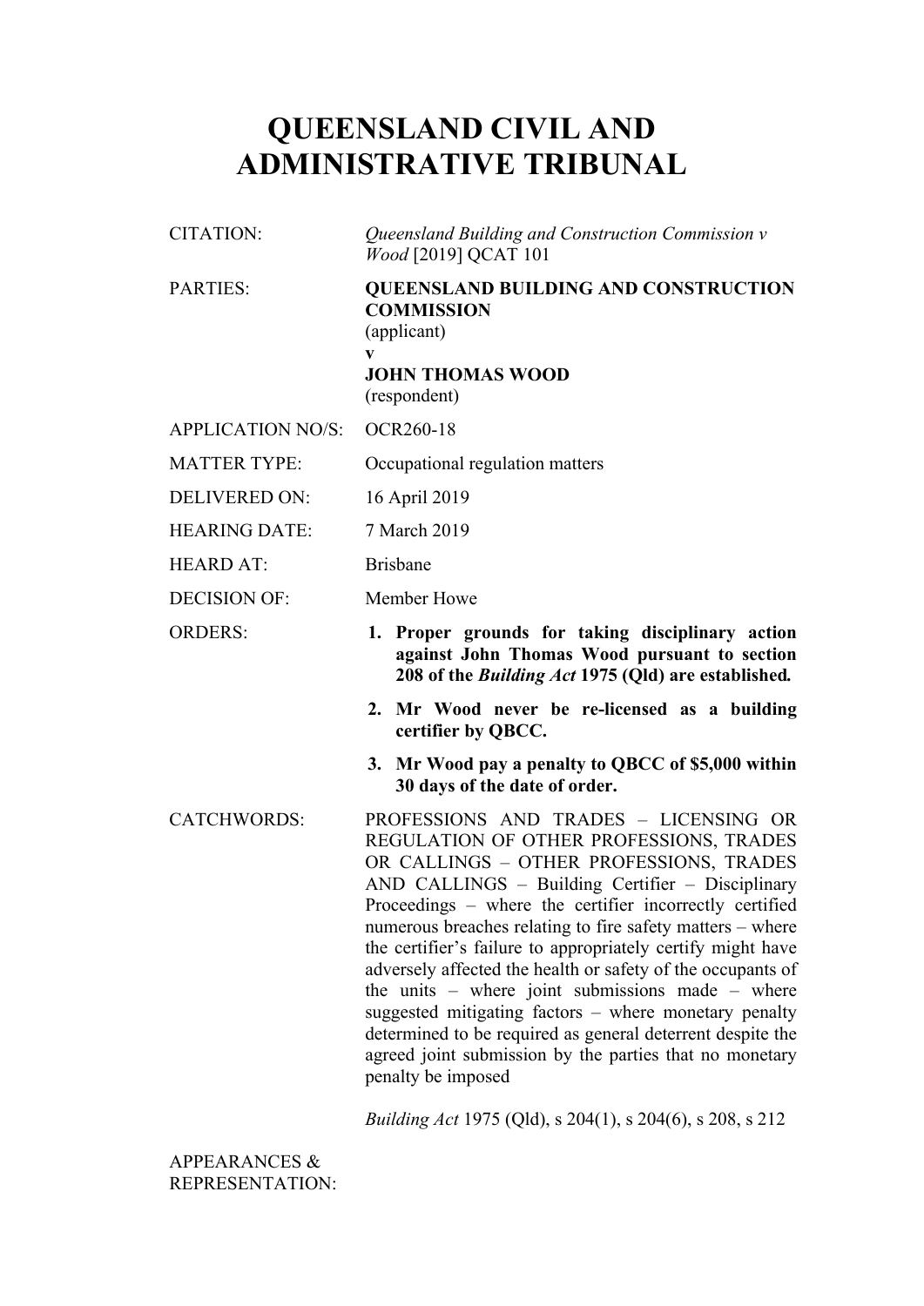# QUEENSLAND CIVIL AND ADMINISTRATIVE TRIBUNAL

| | |
|---|---|
| CITATION: | *Queensland Building and Construction Commission v Wood* [2019] QCAT 101 |
| PARTIES: | **QUEENSLAND BUILDING AND CONSTRUCTION COMMISSION**<br>(applicant)<br>**v**<br>**JOHN THOMAS WOOD**<br>(respondent) |
| APPLICATION NO/S: | OCR260-18 |
| MATTER TYPE: | Occupational regulation matters |
| DELIVERED ON: | 16 April 2019 |
| HEARING DATE: | 7 March 2019 |
| HEARD AT: | Brisbane |
| DECISION OF: | Member Howe |
| ORDERS: | **1. Proper grounds for taking disciplinary action against John Thomas Wood pursuant to section 208 of the *Building Act* 1975 (Qld) are established.**<br>**2. Mr Wood never be re-licensed as a building certifier by QBCC.**<br>**3. Mr Wood pay a penalty to QBCC of $5,000 within 30 days of the date of order.** |
| CATCHWORDS: | PROFESSIONS AND TRADES – LICENSING OR REGULATION OF OTHER PROFESSIONS, TRADES OR CALLINGS – OTHER PROFESSIONS, TRADES AND CALLINGS – Building Certifier – Disciplinary Proceedings – where the certifier incorrectly certified numerous breaches relating to fire safety matters – where the certifier's failure to appropriately certify might have adversely affected the health or safety of the occupants of the units – where joint submissions made – where suggested mitigating factors – where monetary penalty determined to be required as general deterrent despite the agreed joint submission by the parties that no monetary penalty be imposed<br><br>*Building Act* 1975 (Qld), s 204(1), s 204(6), s 208, s 212 |
| APPEARANCES & REPRESENTATION: | |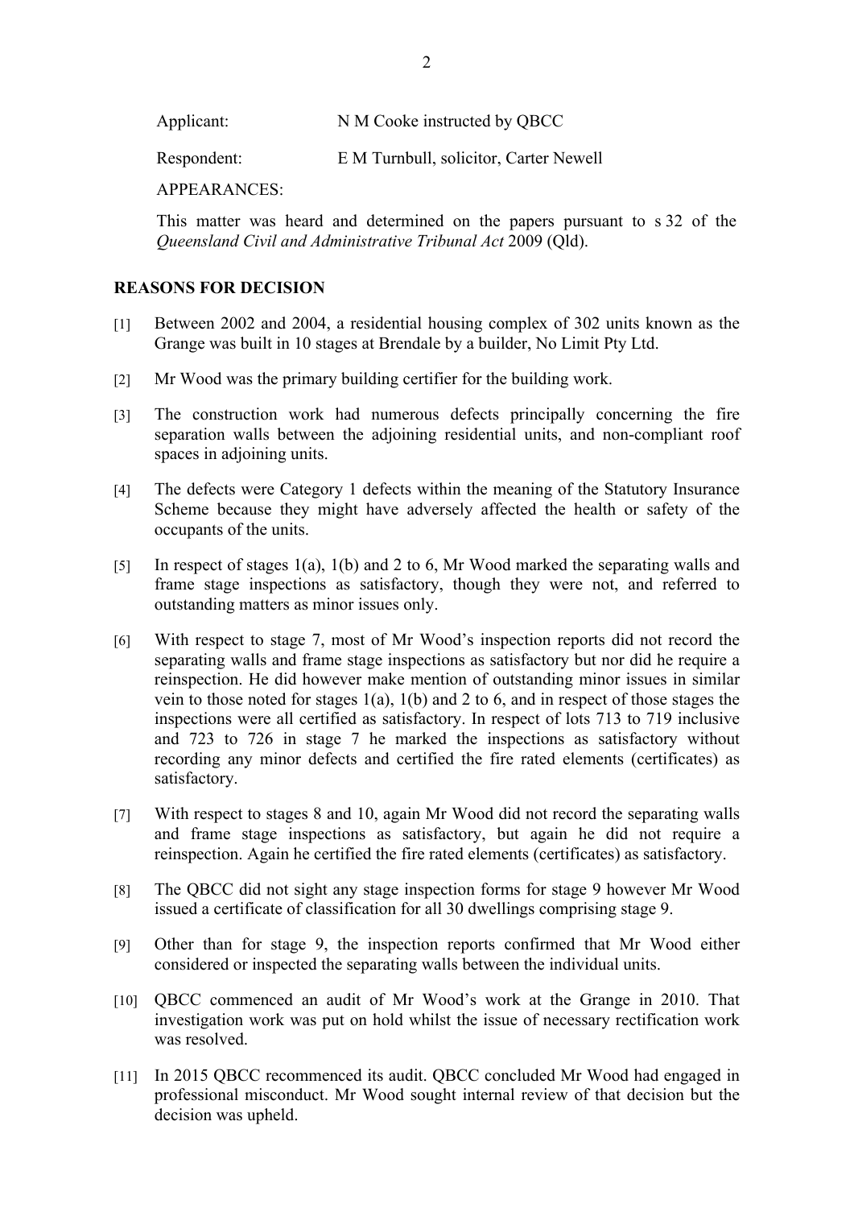Applicant: N M Cooke instructed by QBCC

Respondent: E M Turnbull, solicitor, Carter Newell

APPEARANCES:

This matter was heard and determined on the papers pursuant to s 32 of the *Queensland Civil and Administrative Tribunal Act* 2009 (Qld).

## REASONS FOR DECISION

[1] Between 2002 and 2004, a residential housing complex of 302 units known as the Grange was built in 10 stages at Brendale by a builder, No Limit Pty Ltd.

[2] Mr Wood was the primary building certifier for the building work.

[3] The construction work had numerous defects principally concerning the fire separation walls between the adjoining residential units, and non-compliant roof spaces in adjoining units.

[4] The defects were Category 1 defects within the meaning of the Statutory Insurance Scheme because they might have adversely affected the health or safety of the occupants of the units.

[5] In respect of stages 1(a), 1(b) and 2 to 6, Mr Wood marked the separating walls and frame stage inspections as satisfactory, though they were not, and referred to outstanding matters as minor issues only.

[6] With respect to stage 7, most of Mr Wood's inspection reports did not record the separating walls and frame stage inspections as satisfactory but nor did he require a reinspection. He did however make mention of outstanding minor issues in similar vein to those noted for stages 1(a), 1(b) and 2 to 6, and in respect of those stages the inspections were all certified as satisfactory. In respect of lots 713 to 719 inclusive and 723 to 726 in stage 7 he marked the inspections as satisfactory without recording any minor defects and certified the fire rated elements (certificates) as satisfactory.

[7] With respect to stages 8 and 10, again Mr Wood did not record the separating walls and frame stage inspections as satisfactory, but again he did not require a reinspection. Again he certified the fire rated elements (certificates) as satisfactory.

[8] The QBCC did not sight any stage inspection forms for stage 9 however Mr Wood issued a certificate of classification for all 30 dwellings comprising stage 9.

[9] Other than for stage 9, the inspection reports confirmed that Mr Wood either considered or inspected the separating walls between the individual units.

[10] QBCC commenced an audit of Mr Wood's work at the Grange in 2010. That investigation work was put on hold whilst the issue of necessary rectification work was resolved.

[11] In 2015 QBCC recommenced its audit. QBCC concluded Mr Wood had engaged in professional misconduct. Mr Wood sought internal review of that decision but the decision was upheld.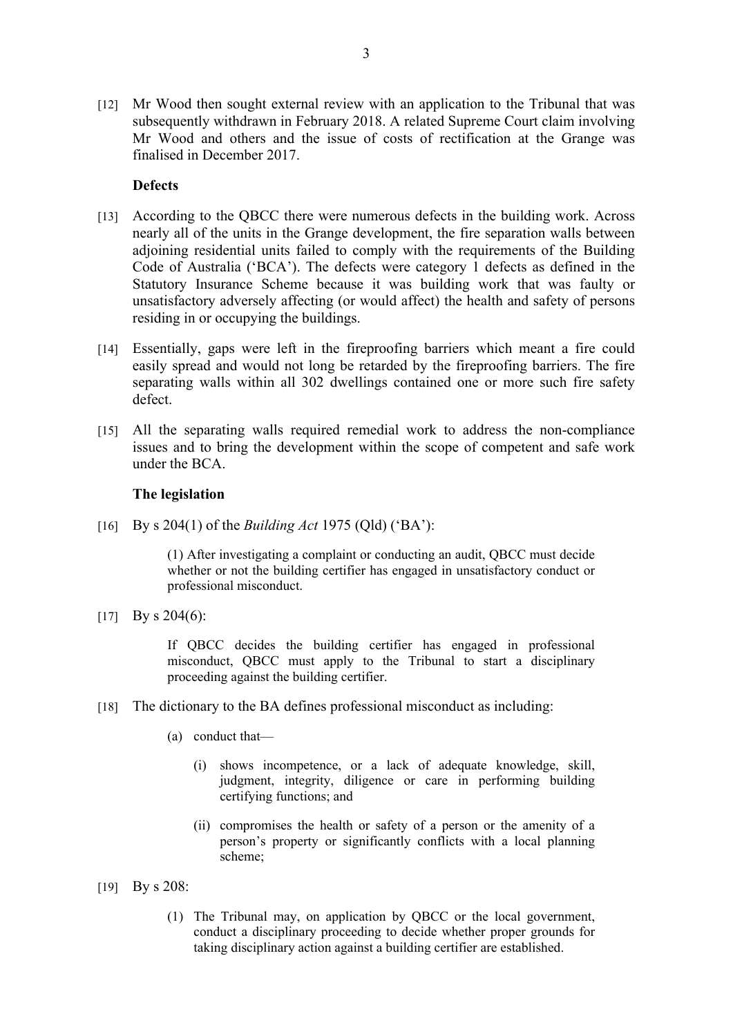[12] Mr Wood then sought external review with an application to the Tribunal that was subsequently withdrawn in February 2018. A related Supreme Court claim involving Mr Wood and others and the issue of costs of rectification at the Grange was finalised in December 2017.

**Defects**

[13] According to the QBCC there were numerous defects in the building work. Across nearly all of the units in the Grange development, the fire separation walls between adjoining residential units failed to comply with the requirements of the Building Code of Australia ('BCA'). The defects were category 1 defects as defined in the Statutory Insurance Scheme because it was building work that was faulty or unsatisfactory adversely affecting (or would affect) the health and safety of persons residing in or occupying the buildings.

[14] Essentially, gaps were left in the fireproofing barriers which meant a fire could easily spread and would not long be retarded by the fireproofing barriers. The fire separating walls within all 302 dwellings contained one or more such fire safety defect.

[15] All the separating walls required remedial work to address the non-compliance issues and to bring the development within the scope of competent and safe work under the BCA.

**The legislation**

[16] By s 204(1) of the *Building Act* 1975 (Qld) ('BA'):

> (1) After investigating a complaint or conducting an audit, QBCC must decide whether or not the building certifier has engaged in unsatisfactory conduct or professional misconduct.

[17] By s 204(6):

> If QBCC decides the building certifier has engaged in professional misconduct, QBCC must apply to the Tribunal to start a disciplinary proceeding against the building certifier.

[18] The dictionary to the BA defines professional misconduct as including:

> (a) conduct that—
>
> (i) shows incompetence, or a lack of adequate knowledge, skill, judgment, integrity, diligence or care in performing building certifying functions; and
>
> (ii) compromises the health or safety of a person or the amenity of a person's property or significantly conflicts with a local planning scheme;

[19] By s 208:

> (1) The Tribunal may, on application by QBCC or the local government, conduct a disciplinary proceeding to decide whether proper grounds for taking disciplinary action against a building certifier are established.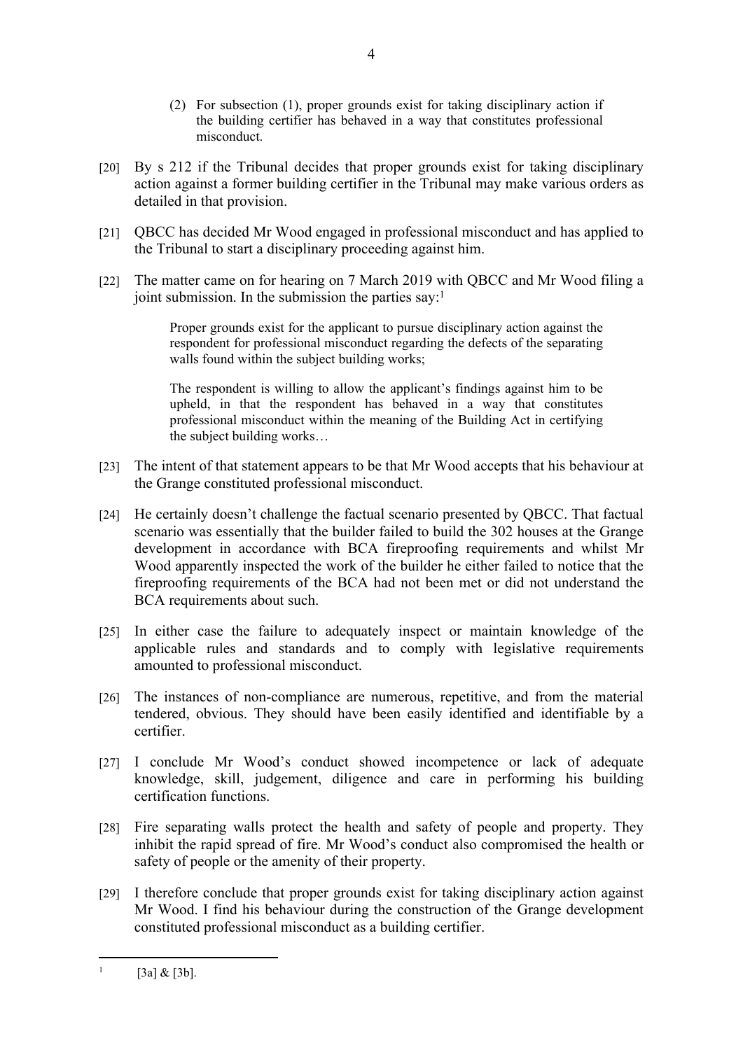(2) For subsection (1), proper grounds exist for taking disciplinary action if the building certifier has behaved in a way that constitutes professional misconduct.

[20] By s 212 if the Tribunal decides that proper grounds exist for taking disciplinary action against a former building certifier in the Tribunal may make various orders as detailed in that provision.

[21] QBCC has decided Mr Wood engaged in professional misconduct and has applied to the Tribunal to start a disciplinary proceeding against him.

[22] The matter came on for hearing on 7 March 2019 with QBCC and Mr Wood filing a joint submission. In the submission the parties say:[1]

> Proper grounds exist for the applicant to pursue disciplinary action against the respondent for professional misconduct regarding the defects of the separating walls found within the subject building works;
>
> The respondent is willing to allow the applicant's findings against him to be upheld, in that the respondent has behaved in a way that constitutes professional misconduct within the meaning of the Building Act in certifying the subject building works…

[23] The intent of that statement appears to be that Mr Wood accepts that his behaviour at the Grange constituted professional misconduct.

[24] He certainly doesn't challenge the factual scenario presented by QBCC. That factual scenario was essentially that the builder failed to build the 302 houses at the Grange development in accordance with BCA fireproofing requirements and whilst Mr Wood apparently inspected the work of the builder he either failed to notice that the fireproofing requirements of the BCA had not been met or did not understand the BCA requirements about such.

[25] In either case the failure to adequately inspect or maintain knowledge of the applicable rules and standards and to comply with legislative requirements amounted to professional misconduct.

[26] The instances of non-compliance are numerous, repetitive, and from the material tendered, obvious. They should have been easily identified and identifiable by a certifier.

[27] I conclude Mr Wood's conduct showed incompetence or lack of adequate knowledge, skill, judgement, diligence and care in performing his building certification functions.

[28] Fire separating walls protect the health and safety of people and property. They inhibit the rapid spread of fire. Mr Wood's conduct also compromised the health or safety of people or the amenity of their property.

[29] I therefore conclude that proper grounds exist for taking disciplinary action against Mr Wood. I find his behaviour during the construction of the Grange development constituted professional misconduct as a building certifier.

---

[1] [3a] & [3b].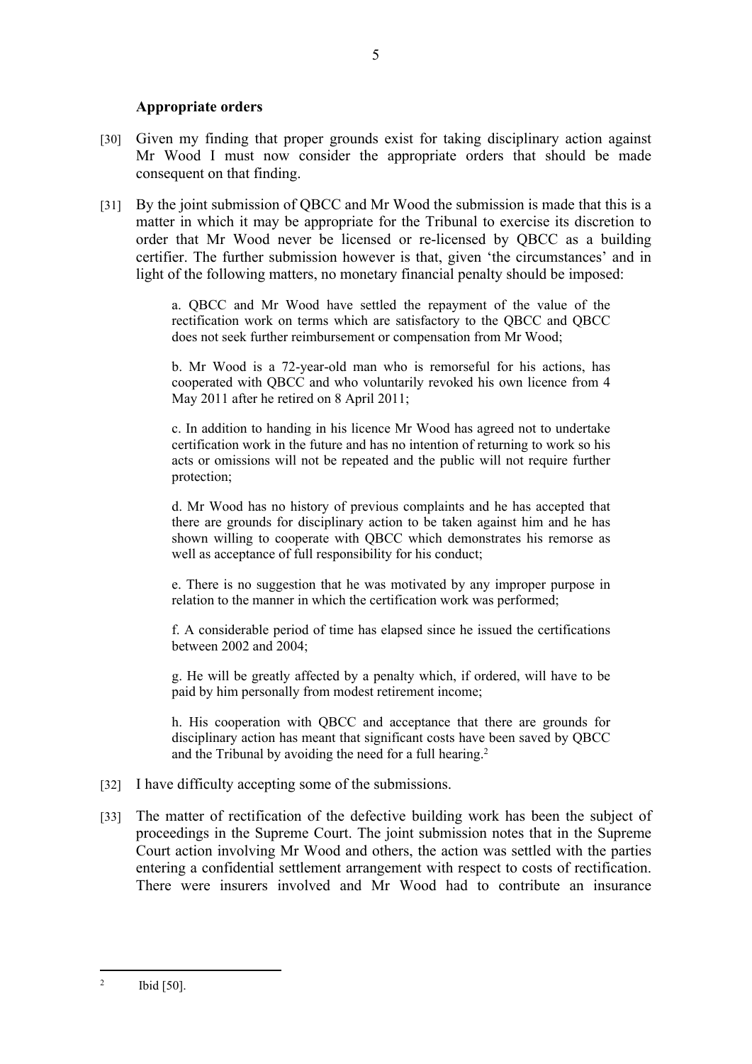### Appropriate orders

[30] Given my finding that proper grounds exist for taking disciplinary action against Mr Wood I must now consider the appropriate orders that should be made consequent on that finding.

[31] By the joint submission of QBCC and Mr Wood the submission is made that this is a matter in which it may be appropriate for the Tribunal to exercise its discretion to order that Mr Wood never be licensed or re-licensed by QBCC as a building certifier. The further submission however is that, given 'the circumstances' and in light of the following matters, no monetary financial penalty should be imposed:

> a. QBCC and Mr Wood have settled the repayment of the value of the rectification work on terms which are satisfactory to the QBCC and QBCC does not seek further reimbursement or compensation from Mr Wood;
>
> b. Mr Wood is a 72-year-old man who is remorseful for his actions, has cooperated with QBCC and who voluntarily revoked his own licence from 4 May 2011 after he retired on 8 April 2011;
>
> c. In addition to handing in his licence Mr Wood has agreed not to undertake certification work in the future and has no intention of returning to work so his acts or omissions will not be repeated and the public will not require further protection;
>
> d. Mr Wood has no history of previous complaints and he has accepted that there are grounds for disciplinary action to be taken against him and he has shown willing to cooperate with QBCC which demonstrates his remorse as well as acceptance of full responsibility for his conduct;
>
> e. There is no suggestion that he was motivated by any improper purpose in relation to the manner in which the certification work was performed;
>
> f. A considerable period of time has elapsed since he issued the certifications between 2002 and 2004;
>
> g. He will be greatly affected by a penalty which, if ordered, will have to be paid by him personally from modest retirement income;
>
> h. His cooperation with QBCC and acceptance that there are grounds for disciplinary action has meant that significant costs have been saved by QBCC and the Tribunal by avoiding the need for a full hearing.[2]

[32] I have difficulty accepting some of the submissions.

[33] The matter of rectification of the defective building work has been the subject of proceedings in the Supreme Court. The joint submission notes that in the Supreme Court action involving Mr Wood and others, the action was settled with the parties entering a confidential settlement arrangement with respect to costs of rectification. There were insurers involved and Mr Wood had to contribute an insurance

---

[2] Ibid [50].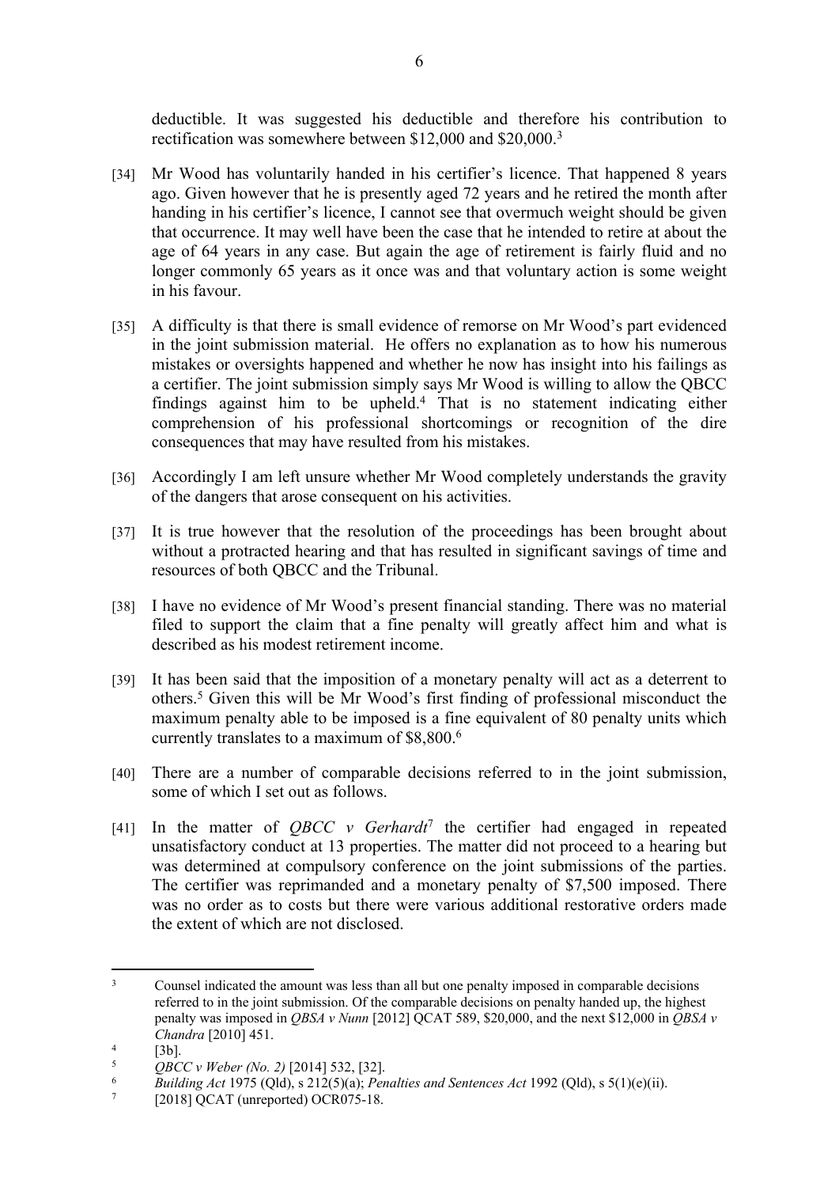deductible. It was suggested his deductible and therefore his contribution to rectification was somewhere between $12,000 and $20,000.[3]

[34] Mr Wood has voluntarily handed in his certifier's licence. That happened 8 years ago. Given however that he is presently aged 72 years and he retired the month after handing in his certifier's licence, I cannot see that overmuch weight should be given that occurrence. It may well have been the case that he intended to retire at about the age of 64 years in any case. But again the age of retirement is fairly fluid and no longer commonly 65 years as it once was and that voluntary action is some weight in his favour.

[35] A difficulty is that there is small evidence of remorse on Mr Wood's part evidenced in the joint submission material. He offers no explanation as to how his numerous mistakes or oversights happened and whether he now has insight into his failings as a certifier. The joint submission simply says Mr Wood is willing to allow the QBCC findings against him to be upheld.[4] That is no statement indicating either comprehension of his professional shortcomings or recognition of the dire consequences that may have resulted from his mistakes.

[36] Accordingly I am left unsure whether Mr Wood completely understands the gravity of the dangers that arose consequent on his activities.

[37] It is true however that the resolution of the proceedings has been brought about without a protracted hearing and that has resulted in significant savings of time and resources of both QBCC and the Tribunal.

[38] I have no evidence of Mr Wood's present financial standing. There was no material filed to support the claim that a fine penalty will greatly affect him and what is described as his modest retirement income.

[39] It has been said that the imposition of a monetary penalty will act as a deterrent to others.[5] Given this will be Mr Wood's first finding of professional misconduct the maximum penalty able to be imposed is a fine equivalent of 80 penalty units which currently translates to a maximum of $8,800.[6]

[40] There are a number of comparable decisions referred to in the joint submission, some of which I set out as follows.

[41] In the matter of *QBCC v Gerhardt*[7] the certifier had engaged in repeated unsatisfactory conduct at 13 properties. The matter did not proceed to a hearing but was determined at compulsory conference on the joint submissions of the parties. The certifier was reprimanded and a monetary penalty of $7,500 imposed. There was no order as to costs but there were various additional restorative orders made the extent of which are not disclosed.

---

[3] Counsel indicated the amount was less than all but one penalty imposed in comparable decisions referred to in the joint submission. Of the comparable decisions on penalty handed up, the highest penalty was imposed in *QBSA v Nunn* [2012] QCAT 589, $20,000, and the next $12,000 in *QBSA v Chandra* [2010] 451.

[4] [3b].

[5] *QBCC v Weber (No. 2)* [2014] 532, [32].

[6] *Building Act* 1975 (Qld), s 212(5)(a); *Penalties and Sentences Act* 1992 (Qld), s 5(1)(e)(ii).

[7] [2018] QCAT (unreported) OCR075-18.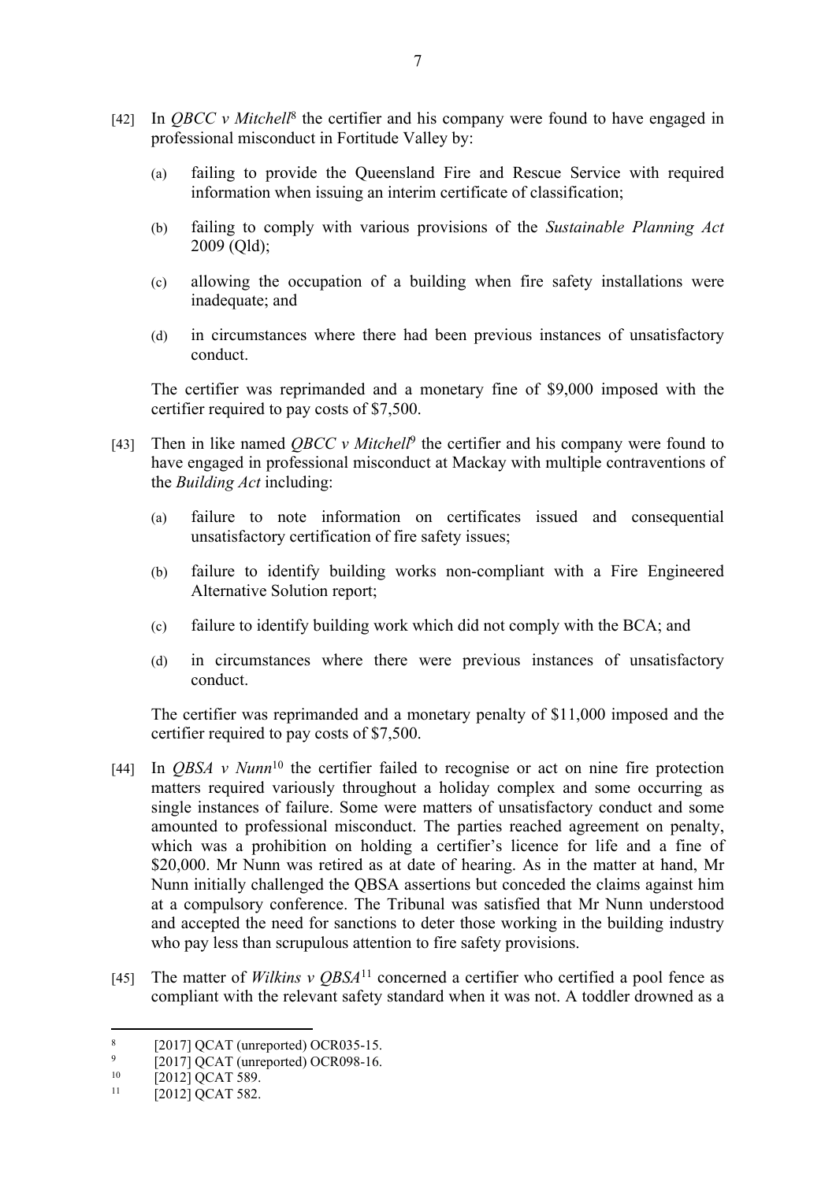[42] In *QBCC v Mitchell*[8] the certifier and his company were found to have engaged in professional misconduct in Fortitude Valley by:

(a) failing to provide the Queensland Fire and Rescue Service with required information when issuing an interim certificate of classification;

(b) failing to comply with various provisions of the *Sustainable Planning Act* 2009 (Qld);

(c) allowing the occupation of a building when fire safety installations were inadequate; and

(d) in circumstances where there had been previous instances of unsatisfactory conduct.

The certifier was reprimanded and a monetary fine of $9,000 imposed with the certifier required to pay costs of $7,500.

[43] Then in like named *QBCC v Mitchell*[9] the certifier and his company were found to have engaged in professional misconduct at Mackay with multiple contraventions of the *Building Act* including:

(a) failure to note information on certificates issued and consequential unsatisfactory certification of fire safety issues;

(b) failure to identify building works non-compliant with a Fire Engineered Alternative Solution report;

(c) failure to identify building work which did not comply with the BCA; and

(d) in circumstances where there were previous instances of unsatisfactory conduct.

The certifier was reprimanded and a monetary penalty of $11,000 imposed and the certifier required to pay costs of $7,500.

[44] In *QBSA v Nunn*[10] the certifier failed to recognise or act on nine fire protection matters required variously throughout a holiday complex and some occurring as single instances of failure. Some were matters of unsatisfactory conduct and some amounted to professional misconduct. The parties reached agreement on penalty, which was a prohibition on holding a certifier's licence for life and a fine of $20,000. Mr Nunn was retired as at date of hearing. As in the matter at hand, Mr Nunn initially challenged the QBSA assertions but conceded the claims against him at a compulsory conference. The Tribunal was satisfied that Mr Nunn understood and accepted the need for sanctions to deter those working in the building industry who pay less than scrupulous attention to fire safety provisions.

[45] The matter of *Wilkins v QBSA*[11] concerned a certifier who certified a pool fence as compliant with the relevant safety standard when it was not. A toddler drowned as a

---

[8] [2017] QCAT (unreported) OCR035-15.

[9] [2017] QCAT (unreported) OCR098-16.

[10] [2012] QCAT 589.

[11] [2012] QCAT 582.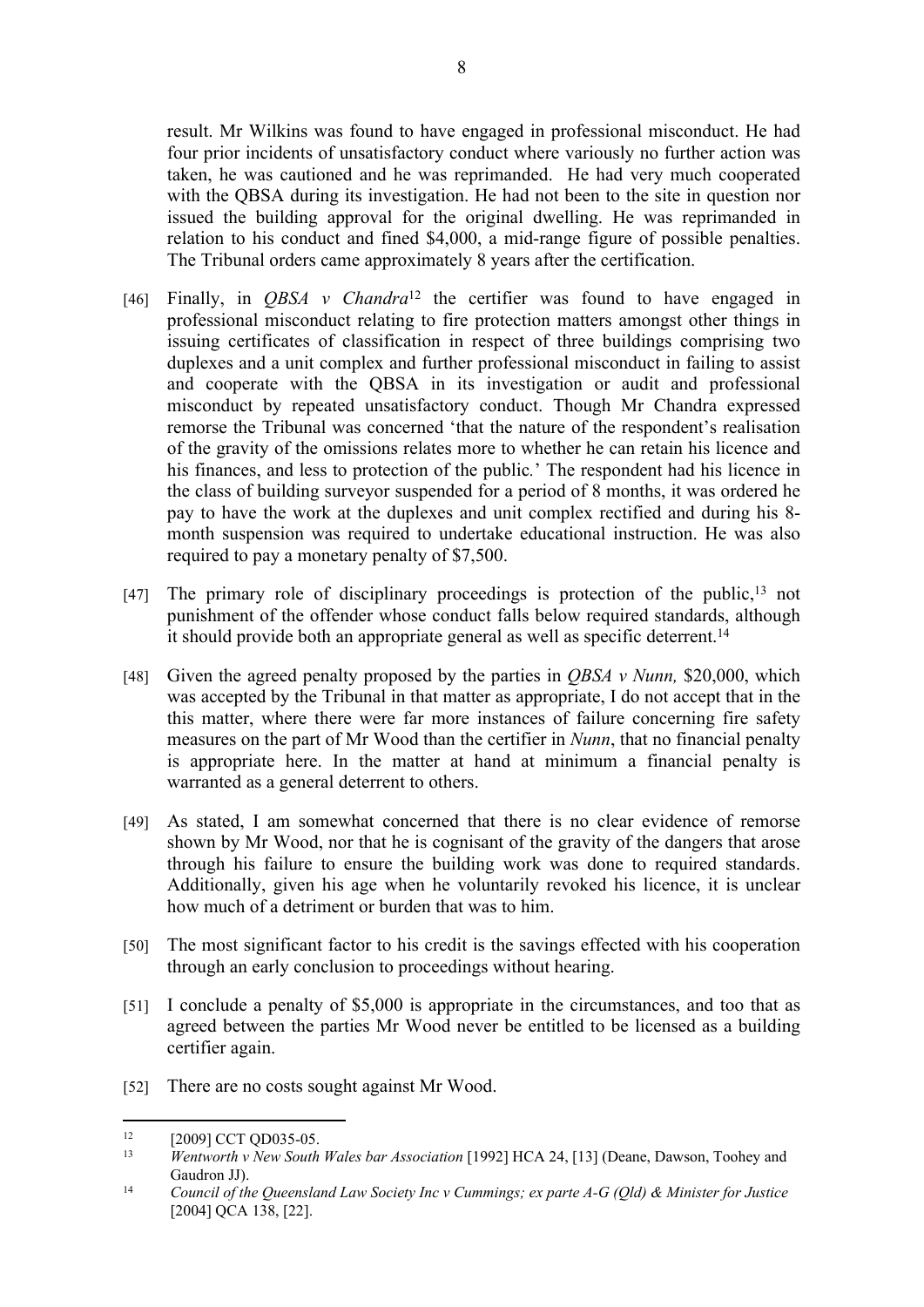result. Mr Wilkins was found to have engaged in professional misconduct. He had four prior incidents of unsatisfactory conduct where variously no further action was taken, he was cautioned and he was reprimanded. He had very much cooperated with the QBSA during its investigation. He had not been to the site in question nor issued the building approval for the original dwelling. He was reprimanded in relation to his conduct and fined $4,000, a mid-range figure of possible penalties. The Tribunal orders came approximately 8 years after the certification.

[46] Finally, in *QBSA v Chandra*[12] the certifier was found to have engaged in professional misconduct relating to fire protection matters amongst other things in issuing certificates of classification in respect of three buildings comprising two duplexes and a unit complex and further professional misconduct in failing to assist and cooperate with the QBSA in its investigation or audit and professional misconduct by repeated unsatisfactory conduct. Though Mr Chandra expressed remorse the Tribunal was concerned 'that the nature of the respondent's realisation of the gravity of the omissions relates more to whether he can retain his licence and his finances, and less to protection of the public.' The respondent had his licence in the class of building surveyor suspended for a period of 8 months, it was ordered he pay to have the work at the duplexes and unit complex rectified and during his 8-month suspension was required to undertake educational instruction. He was also required to pay a monetary penalty of $7,500.

[47] The primary role of disciplinary proceedings is protection of the public,[13] not punishment of the offender whose conduct falls below required standards, although it should provide both an appropriate general as well as specific deterrent.[14]

[48] Given the agreed penalty proposed by the parties in *QBSA v Nunn,* $20,000, which was accepted by the Tribunal in that matter as appropriate, I do not accept that in the this matter, where there were far more instances of failure concerning fire safety measures on the part of Mr Wood than the certifier in *Nunn*, that no financial penalty is appropriate here. In the matter at hand at minimum a financial penalty is warranted as a general deterrent to others.

[49] As stated, I am somewhat concerned that there is no clear evidence of remorse shown by Mr Wood, nor that he is cognisant of the gravity of the dangers that arose through his failure to ensure the building work was done to required standards. Additionally, given his age when he voluntarily revoked his licence, it is unclear how much of a detriment or burden that was to him.

[50] The most significant factor to his credit is the savings effected with his cooperation through an early conclusion to proceedings without hearing.

[51] I conclude a penalty of $5,000 is appropriate in the circumstances, and too that as agreed between the parties Mr Wood never be entitled to be licensed as a building certifier again.

[52] There are no costs sought against Mr Wood.

---

[12] [2009] CCT QD035-05.

[13] *Wentworth v New South Wales bar Association* [1992] HCA 24, [13] (Deane, Dawson, Toohey and Gaudron JJ).

[14] *Council of the Queensland Law Society Inc v Cummings; ex parte A-G (Qld) & Minister for Justice* [2004] QCA 138, [22].